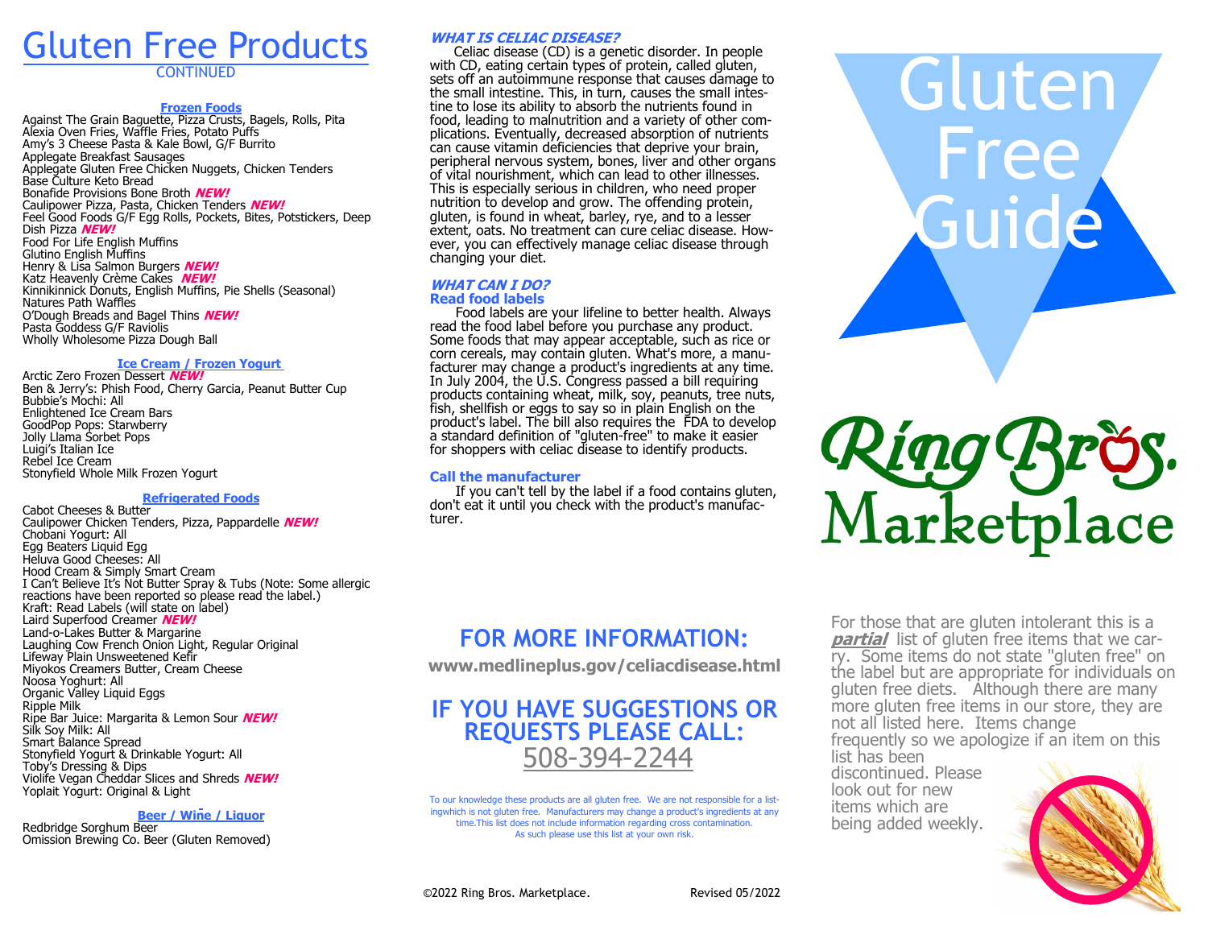# Gluten Free Products

CONTINUED

### Frozen Foods

Against The Grain Baguette, Pizza Crusts, Bagels, Rolls, Pita
Alexia Oven Fries, Waffle Fries, Potato Puffs
Amy's 3 Cheese Pasta & Kale Bowl, G/F Burrito
Applegate Breakfast Sausages
Applegate Gluten Free Chicken Nuggets, Chicken Tenders
Base Culture Keto Bread
Bonafide Provisions Bone Broth ***NEW!***
Caulipower Pizza, Pasta, Chicken Tenders ***NEW!***
Feel Good Foods G/F Egg Rolls, Pockets, Bites, Potstickers, Deep Dish Pizza ***NEW!***
Food For Life English Muffins
Glutino English Muffins
Henry & Lisa Salmon Burgers ***NEW!***
Katz Heavenly Crème Cakes ***NEW!***
Kinnikinnick Donuts, English Muffins, Pie Shells (Seasonal)
Natures Path Waffles
O'Dough Breads and Bagel Thins ***NEW!***
Pasta Goddess G/F Raviolis
Wholly Wholesome Pizza Dough Ball

### Ice Cream / Frozen Yogurt

Arctic Zero Frozen Dessert ***NEW!***
Ben & Jerry's: Phish Food, Cherry Garcia, Peanut Butter Cup
Bubbie's Mochi: All
Enlightened Ice Cream Bars
GoodPop Pops: Starwberry
Jolly Llama Sorbet Pops
Luigi's Italian Ice
Rebel Ice Cream
Stonyfield Whole Milk Frozen Yogurt

### Refrigerated Foods

Cabot Cheeses & Butter
Caulipower Chicken Tenders, Pizza, Pappardelle ***NEW!***
Chobani Yogurt: All
Egg Beaters Liquid Egg
Heluva Good Cheeses: All
Hood Cream & Simply Smart Cream
I Can't Believe It's Not Butter Spray & Tubs (Note: Some allergic reactions have been reported so please read the label.)
Kraft: Read Labels (will state on label)
Laird Superfood Creamer ***NEW!***
Land-o-Lakes Butter & Margarine
Laughing Cow French Onion Light, Regular Original
Lifeway Plain Unsweetened Kefir
Miyokos Creamers Butter, Cream Cheese
Noosa Yoghurt: All
Organic Valley Liquid Eggs
Ripple Milk
Ripe Bar Juice: Margarita & Lemon Sour ***NEW!***
Silk Soy Milk: All
Smart Balance Spread
Stonyfield Yogurt & Drinkable Yogurt: All
Toby's Dressing & Dips
Violife Vegan Cheddar Slices and Shreds ***NEW!***
Yoplait Yogurt: Original & Light

### Beer / Wine / Liquor

Redbridge Sorghum Beer
Omission Brewing Co. Beer (Gluten Removed)

### *WHAT IS CELIAC DISEASE?*

Celiac disease (CD) is a genetic disorder. In people with CD, eating certain types of protein, called gluten, sets off an autoimmune response that causes damage to the small intestine. This, in turn, causes the small intestine to lose its ability to absorb the nutrients found in food, leading to malnutrition and a variety of other complications. Eventually, decreased absorption of nutrients can cause vitamin deficiencies that deprive your brain, peripheral nervous system, bones, liver and other organs of vital nourishment, which can lead to other illnesses. This is especially serious in children, who need proper nutrition to develop and grow. The offending protein, gluten, is found in wheat, barley, rye, and to a lesser extent, oats. No treatment can cure celiac disease. However, you can effectively manage celiac disease through changing your diet.

### *WHAT CAN I DO?*

**Read food labels**

Food labels are your lifeline to better health. Always read the food label before you purchase any product. Some foods that may appear acceptable, such as rice or corn cereals, may contain gluten. What's more, a manufacturer may change a product's ingredients at any time. In July 2004, the U.S. Congress passed a bill requiring products containing wheat, milk, soy, peanuts, tree nuts, fish, shellfish or eggs to say so in plain English on the product's label. The bill also requires the FDA to develop a standard definition of "gluten-free" to make it easier for shoppers with celiac disease to identify products.

**Call the manufacturer**

If you can't tell by the label if a food contains gluten, don't eat it until you check with the product's manufacturer.

## FOR MORE INFORMATION:

**www.medlineplus.gov/celiacdisease.html**

## IF YOU HAVE SUGGESTIONS OR REQUESTS PLEASE CALL: 508-394-2244

To our knowledge these products are all gluten free. We are not responsible for a listingwhich is not gluten free. Manufacturers may change a product's ingredients at any time.This list does not include information regarding cross contamination. As such please use this list at your own risk.

©2022 Ring Bros. Marketplace. Revised 05/2022

# Gluten Free Guide

## Ring Bros. Marketplace

For those that are gluten intolerant this is a ***partial*** list of gluten free items that we carry. Some items do not state "gluten free" on the label but are appropriate for individuals on gluten free diets. Although there are many more gluten free items in our store, they are not all listed here. Items change frequently so we apologize if an item on this list has been discontinued. Please look out for new items which are being added weekly.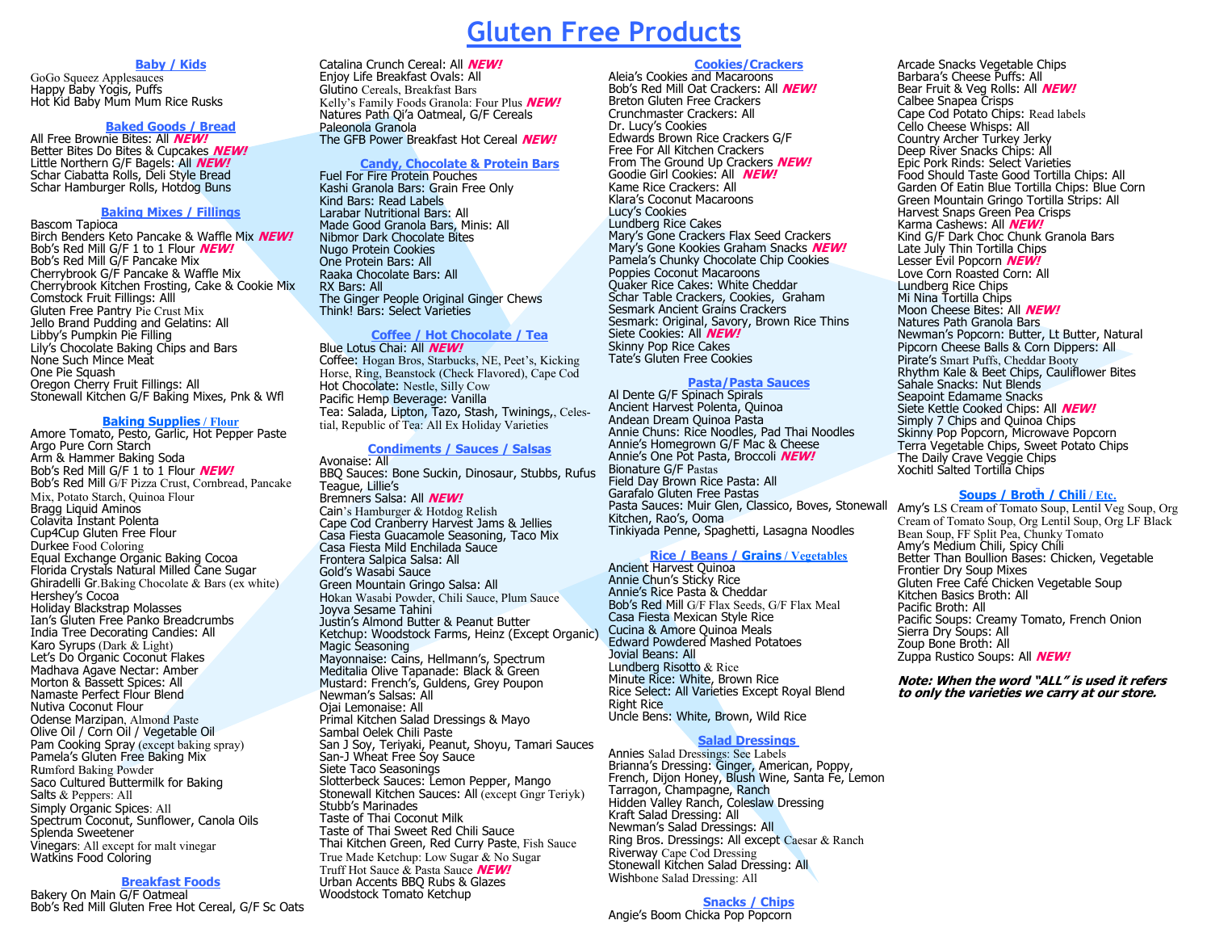# Gluten Free Products

## Baby / Kids

GoGo Squeez Applesauces
Happy Baby Yogis, Puffs
Hot Kid Baby Mum Mum Rice Rusks

## Baked Goods / Bread

All Free Brownie Bites: All *NEW!*
Better Bites Do Bites & Cupcakes *NEW!*
Little Northern G/F Bagels: All *NEW!*
Schar Ciabatta Rolls, Deli Style Bread
Schar Hamburger Rolls, Hotdog Buns

## Baking Mixes / Fillings

Bascom Tapioca
Birch Benders Keto Pancake & Waffle Mix *NEW!*
Bob's Red Mill G/F 1 to 1 Flour *NEW!*
Bob's Red Mill G/F Pancake Mix
Cherrybrook G/F Pancake & Waffle Mix
Cherrybrook Kitchen Frosting, Cake & Cookie Mix
Comstock Fruit Fillings: Alll
Gluten Free Pantry Pie Crust Mix
Jello Brand Pudding and Gelatins: All
Libby's Pumpkin Pie Filling
Lily's Chocolate Baking Chips and Bars
None Such Mince Meat
One Pie Squash
Oregon Cherry Fruit Fillings: All
Stonewall Kitchen G/F Baking Mixes, Pnk & Wfl

## Baking Supplies / Flour

Amore Tomato, Pesto, Garlic, Hot Pepper Paste
Argo Pure Corn Starch
Arm & Hammer Baking Soda
Bob's Red Mill G/F 1 to 1 Flour *NEW!*
Bob's Red Mill G/F Pizza Crust, Cornbread, Pancake Mix, Potato Starch, Quinoa Flour
Bragg Liquid Aminos
Colavita Instant Polenta
Cup4Cup Gluten Free Flour
Durkee Food Coloring
Equal Exchange Organic Baking Cocoa
Florida Crystals Natural Milled Cane Sugar
Ghiradelli Gr.Baking Chocolate & Bars (ex white)
Hershey's Cocoa
Holiday Blackstrap Molasses
Ian's Gluten Free Panko Breadcrumbs
India Tree Decorating Candies: All
Karo Syrups (Dark & Light)
Let's Do Organic Coconut Flakes
Madhava Agave Nectar: Amber
Morton & Bassett Spices: All
Namaste Perfect Flour Blend
Nutiva Coconut Flour
Odense Marzipan, Almond Paste
Olive Oil / Corn Oil / Vegetable Oil
Pam Cooking Spray (except baking spray)
Pamela's Gluten Free Baking Mix
Rumford Baking Powder
Saco Cultured Buttermilk for Baking
Salts & Peppers: All
Simply Organic Spices: All
Spectrum Coconut, Sunflower, Canola Oils
Splenda Sweetener
Vinegars: All except for malt vinegar
Watkins Food Coloring

## Breakfast Foods

Bakery On Main G/F Oatmeal
Bob's Red Mill Gluten Free Hot Cereal, G/F Sc Oats
Catalina Crunch Cereal: All *NEW!*
Enjoy Life Breakfast Ovals: All
Glutino Cereals, Breakfast Bars
Kelly's Family Foods Granola: Four Plus *NEW!*
Natures Path Qi'a Oatmeal, G/F Cereals
Paleonola Granola
The GFB Power Breakfast Hot Cereal *NEW!*

## Candy, Chocolate & Protein Bars

Fuel For Fire Protein Pouches
Kashi Granola Bars: Grain Free Only
Kind Bars: Read Labels
Larabar Nutritional Bars: All
Made Good Granola Bars, Minis: All
Nibmor Dark Chocolate Bites
Nugo Protein Cookies
One Protein Bars: All
Raaka Chocolate Bars: All
RX Bars: All
The Ginger People Original Ginger Chews
Think! Bars: Select Varieties

## Coffee / Hot Chocolate / Tea

Blue Lotus Chai: All *NEW!*
Coffee: Hogan Bros, Starbucks, NE, Peet's, Kicking Horse, Ring, Beanstock (Check Flavored), Cape Cod
Hot Chocolate: Nestle, Silly Cow
Pacific Hemp Beverage: Vanilla
Tea: Salada, Lipton, Tazo, Stash, Twinings,, Celestial, Republic of Tea: All Ex Holiday Varieties

## Condiments / Sauces / Salsas

Avonaise: All
BBQ Sauces: Bone Suckin, Dinosaur, Stubbs, Rufus Teague, Lillie's
Bremners Salsa: All *NEW!*
Cain's Hamburger & Hotdog Relish
Cape Cod Cranberry Harvest Jams & Jellies
Casa Fiesta Guacamole Seasoning, Taco Mix
Casa Fiesta Mild Enchilada Sauce
Frontera Salpica Salsa: All
Gold's Wasabi Sauce
Green Mountain Gringo Salsa: All
Hokan Wasabi Powder, Chili Sauce, Plum Sauce
Joyva Sesame Tahini
Justin's Almond Butter & Peanut Butter
Ketchup: Woodstock Farms, Heinz (Except Organic)
Magic Seasoning
Mayonnaise: Cains, Hellmann's, Spectrum
Meditalia Olive Tapanade: Black & Green
Mustard: French's, Guldens, Grey Poupon
Newman's Salsas: All
Ojai Lemonaise: All
Primal Kitchen Salad Dressings & Mayo
Sambal Oelek Chili Paste
San J Soy, Teriyaki, Peanut, Shoyu, Tamari Sauces
San-J Wheat Free Soy Sauce
Siete Taco Seasonings
Slotterbeck Sauces: Lemon Pepper, Mango
Stonewall Kitchen Sauces: All (except Gngr Teriyk)
Stubb's Marinades
Taste of Thai Coconut Milk
Taste of Thai Sweet Red Chili Sauce
Thai Kitchen Green, Red Curry Paste, Fish Sauce
True Made Ketchup: Low Sugar & No Sugar
Truff Hot Sauce & Pasta Sauce *NEW!*
Urban Accents BBQ Rubs & Glazes
Woodstock Tomato Ketchup

## Cookies/Crackers

Aleia's Cookies and Macaroons
Bob's Red Mill Oat Crackers: All *NEW!*
Breton Gluten Free Crackers
Crunchmaster Crackers: All
Dr. Lucy's Cookies
Edwards Brown Rice Crackers G/F
Free For All Kitchen Crackers
From The Ground Up Crackers *NEW!*
Goodie Girl Cookies: All *NEW!*
Kame Rice Crackers: All
Klara's Coconut Macaroons
Lucy's Cookies
Lundberg Rice Cakes
Mary's Gone Crackers Flax Seed Crackers
Mary's Gone Kookies Graham Snacks *NEW!*
Pamela's Chunky Chocolate Chip Cookies
Poppies Coconut Macaroons
Quaker Rice Cakes: White Cheddar
Schar Table Crackers, Cookies, Graham
Sesmark Ancient Grains Crackers
Sesmark: Original, Savory, Brown Rice Thins
Siete Cookies: All *NEW!*
Skinny Pop Rice Cakes
Tate's Gluten Free Cookies

## Pasta/Pasta Sauces

Al Dente G/F Spinach Spirals
Ancient Harvest Polenta, Quinoa
Andean Dream Quinoa Pasta
Annie Chuns: Rice Noodles, Pad Thai Noodles
Annie's Homegrown G/F Mac & Cheese
Annie's One Pot Pasta, Broccoli *NEW!*
Bionature G/F Pastas
Field Day Brown Rice Pasta: All
Garafalo Gluten Free Pastas
Pasta Sauces: Muir Glen, Classico, Boves, Stonewall Kitchen, Rao's, Ooma
Tinkiyada Penne, Spaghetti, Lasagna Noodles

## Rice / Beans / Grains / Vegetables

Ancient Harvest Quinoa
Annie Chun's Sticky Rice
Annie's Rice Pasta & Cheddar
Bob's Red Mill G/F Flax Seeds, G/F Flax Meal
Casa Fiesta Mexican Style Rice
Cucina & Amore Quinoa Meals
Edward Powdered Mashed Potatoes
Jovial Beans: All
Lundberg Risotto & Rice
Minute Rice: White, Brown Rice
Rice Select: All Varieties Except Royal Blend
Right Rice
Uncle Bens: White, Brown, Wild Rice

## Salad Dressings

Annies Salad Dressings: See Labels
Brianna's Dressing: Ginger, American, Poppy, French, Dijon Honey, Blush Wine, Santa Fe, Lemon Tarragon, Champagne, Ranch
Hidden Valley Ranch, Coleslaw Dressing
Kraft Salad Dressing: All
Newman's Salad Dressings: All
Ring Bros. Dressings: All except Caesar & Ranch
Riverway Cape Cod Dressing
Stonewall Kitchen Salad Dressing: All
Wishbone Salad Dressing: All

## Snacks / Chips

Angie's Boom Chicka Pop Popcorn
Arcade Snacks Vegetable Chips
Barbara's Cheese Puffs: All
Bear Fruit & Veg Rolls: All *NEW!*
Calbee Snapea Crisps
Cape Cod Potato Chips: Read labels
Cello Cheese Whisps: All
Country Archer Turkey Jerky
Deep River Snacks Chips: All
Epic Pork Rinds: Select Varieties
Food Should Taste Good Tortilla Chips: All
Garden Of Eatin Blue Tortilla Chips: Blue Corn
Green Mountain Gringo Tortilla Strips: All
Harvest Snaps Green Pea Crisps
Karma Cashews: All *NEW!*
Kind G/F Dark Choc Chunk Granola Bars
Late July Thin Tortilla Chips
Lesser Evil Popcorn *NEW!*
Love Corn Roasted Corn: All
Lundberg Rice Chips
Mi Nina Tortilla Chips
Moon Cheese Bites: All *NEW!*
Natures Path Granola Bars
Newman's Popcorn: Butter, Lt Butter, Natural
Pipcorn Cheese Balls & Corn Dippers: All
Pirate's Smart Puffs, Cheddar Booty
Rhythm Kale & Beet Chips, Cauliflower Bites
Sahale Snacks: Nut Blends
Seapoint Edamame Snacks
Siete Kettle Cooked Chips: All *NEW!*
Simply 7 Chips and Quinoa Chips
Skinny Pop Popcorn, Microwave Popcorn
Terra Vegetable Chips, Sweet Potato Chips
The Daily Crave Veggie Chips
Xochitl Salted Tortilla Chips

## Soups / Broth / Chili / Etc.

Amy's LS Cream of Tomato Soup, Lentil Veg Soup, Org Cream of Tomato Soup, Org Lentil Soup, Org LF Black Bean Soup, FF Split Pea, Chunky Tomato
Amy's Medium Chili, Spicy Chili
Better Than Boullion Bases: Chicken, Vegetable
Frontier Dry Soup Mixes
Gluten Free Café Chicken Vegetable Soup
Kitchen Basics Broth: All
Pacific Broth: All
Pacific Soups: Creamy Tomato, French Onion
Sierra Dry Soups: All
Zoup Bone Broth: All
Zuppa Rustico Soups: All *NEW!*

***Note: When the word "ALL" is used it refers to only the varieties we carry at our store.***